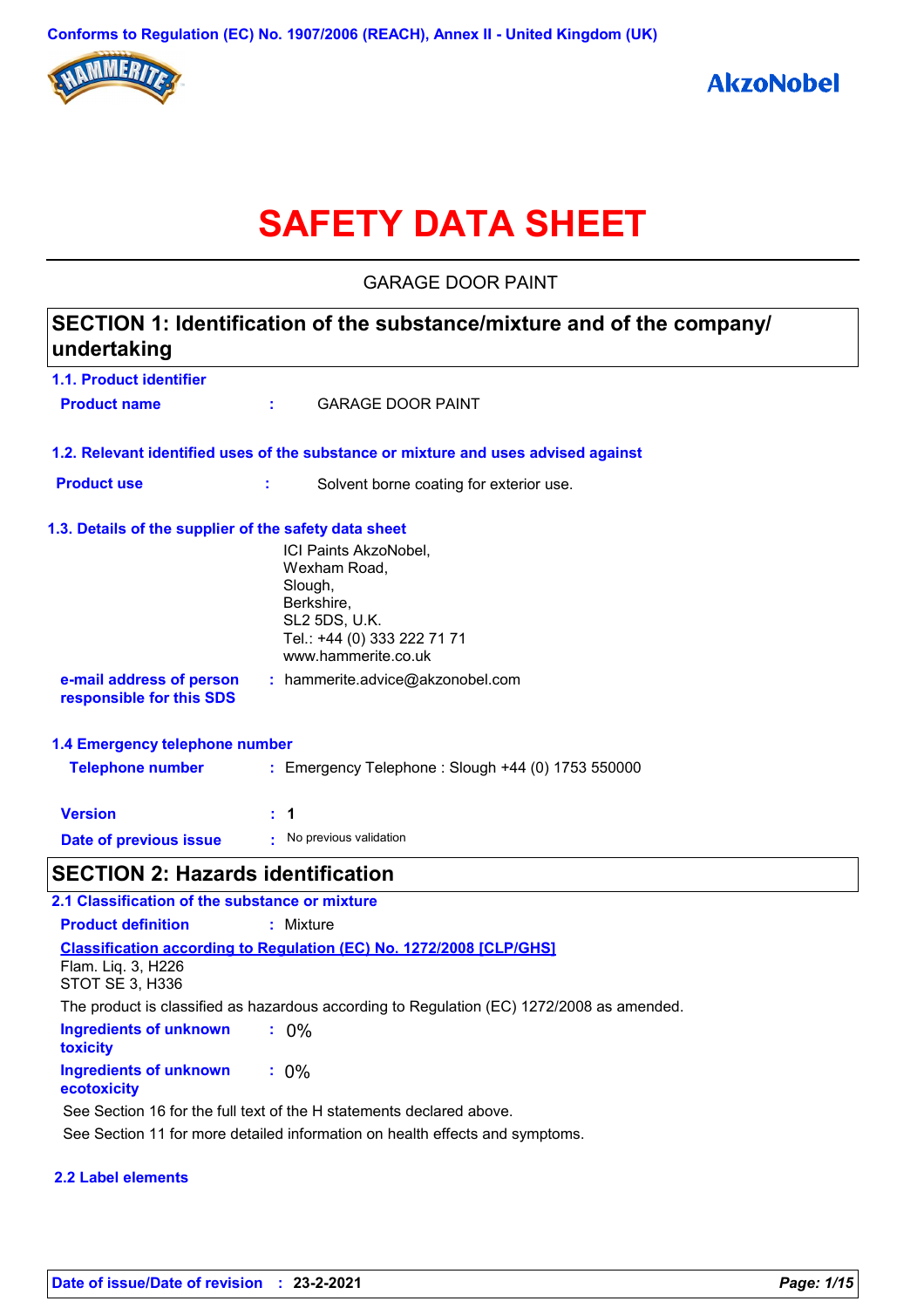Conforms to Regulation (EC) No. 1907/2006 (REACH), Annex II - United Kingdom (UK)

# SAFETY DATA SHEET

GARAGE DOOR PAINT

## SECTION 1: Identification of the substance/mixture and of the company/undertaking

### 1.1. Product identifier

**Product name** : GARAGE DOOR PAINT

### 1.2. Relevant identified uses of the substance or mixture and uses advised against

**Product use** : Solvent borne coating for exterior use.

### 1.3. Details of the supplier of the safety data sheet

ICI Paints AkzoNobel,
Wexham Road,
Slough,
Berkshire,
SL2 5DS, U.K.
Tel.: +44 (0) 333 222 71 71
www.hammerite.co.uk

**e-mail address of person responsible for this SDS** : hammerite.advice@akzonobel.com

### 1.4 Emergency telephone number

**Telephone number** : Emergency Telephone : Slough +44 (0) 1753 550000

**Version** : **1**

**Date of previous issue** : No previous validation

## SECTION 2: Hazards identification

### 2.1 Classification of the substance or mixture

**Product definition** : Mixture

**Classification according to Regulation (EC) No. 1272/2008 [CLP/GHS]**

Flam. Liq. 3, H226
STOT SE 3, H336

The product is classified as hazardous according to Regulation (EC) 1272/2008 as amended.

**Ingredients of unknown toxicity** : 0%

**Ingredients of unknown ecotoxicity** : 0%

See Section 16 for the full text of the H statements declared above.

See Section 11 for more detailed information on health effects and symptoms.

### 2.2 Label elements

**Date of issue/Date of revision** : **23-2-2021**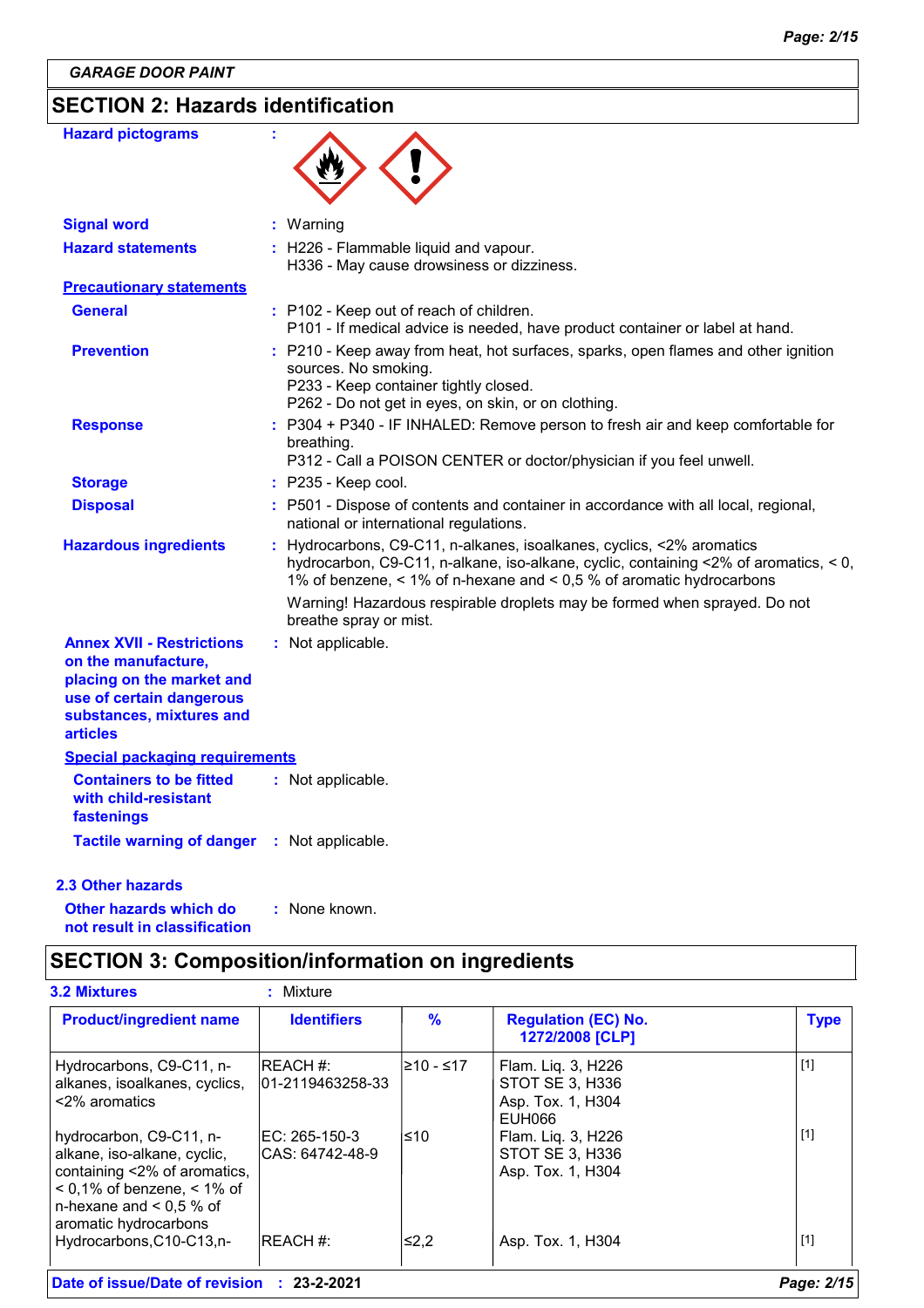## SECTION 2: Hazards identification

**Hazard pictograms** :

**Signal word** : Warning

**Hazard statements** : H226 - Flammable liquid and vapour.
H336 - May cause drowsiness or dizziness.

**Precautionary statements**

**General** : P102 - Keep out of reach of children.
P101 - If medical advice is needed, have product container or label at hand.

**Prevention** : P210 - Keep away from heat, hot surfaces, sparks, open flames and other ignition sources. No smoking.
P233 - Keep container tightly closed.
P262 - Do not get in eyes, on skin, or on clothing.

**Response** : P304 + P340 - IF INHALED: Remove person to fresh air and keep comfortable for breathing.
P312 - Call a POISON CENTER or doctor/physician if you feel unwell.

**Storage** : P235 - Keep cool.

**Disposal** : P501 - Dispose of contents and container in accordance with all local, regional, national or international regulations.

**Hazardous ingredients** : Hydrocarbons, C9-C11, n-alkanes, isoalkanes, cyclics, <2% aromatics
hydrocarbon, C9-C11, n-alkane, iso-alkane, cyclic, containing <2% of aromatics, < 0, 1% of benzene, < 1% of n-hexane and < 0,5 % of aromatic hydrocarbons

Warning! Hazardous respirable droplets may be formed when sprayed. Do not breathe spray or mist.

**Annex XVII - Restrictions on the manufacture, placing on the market and use of certain dangerous substances, mixtures and articles** : Not applicable.

**Special packaging requirements**

**Containers to be fitted with child-resistant fastenings** : Not applicable.

**Tactile warning of danger** : Not applicable.

### 2.3 Other hazards

**Other hazards which do not result in classification** : None known.

## SECTION 3: Composition/information on ingredients

**3.2 Mixtures** : Mixture

| Product/ingredient name | Identifiers | % | Regulation (EC) No. 1272/2008 [CLP] | Type |
|---|---|---|---|---|
| Hydrocarbons, C9-C11, n-alkanes, isoalkanes, cyclics, <2% aromatics | REACH #: 01-2119463258-33 | ≥10 - ≤17 | Flam. Liq. 3, H226<br>STOT SE 3, H336<br>Asp. Tox. 1, H304<br>EUH066 | [1] |
| hydrocarbon, C9-C11, n-alkane, iso-alkane, cyclic, containing <2% of aromatics, < 0,1% of benzene, < 1% of n-hexane and < 0,5 % of aromatic hydrocarbons | EC: 265-150-3<br>CAS: 64742-48-9 | ≤10 | Flam. Liq. 3, H226<br>STOT SE 3, H336<br>Asp. Tox. 1, H304 | [1] |
| Hydrocarbons,C10-C13,n- | REACH #: | ≤2,2 | Asp. Tox. 1, H304 | [1] |

**Date of issue/Date of revision** : 23-2-2021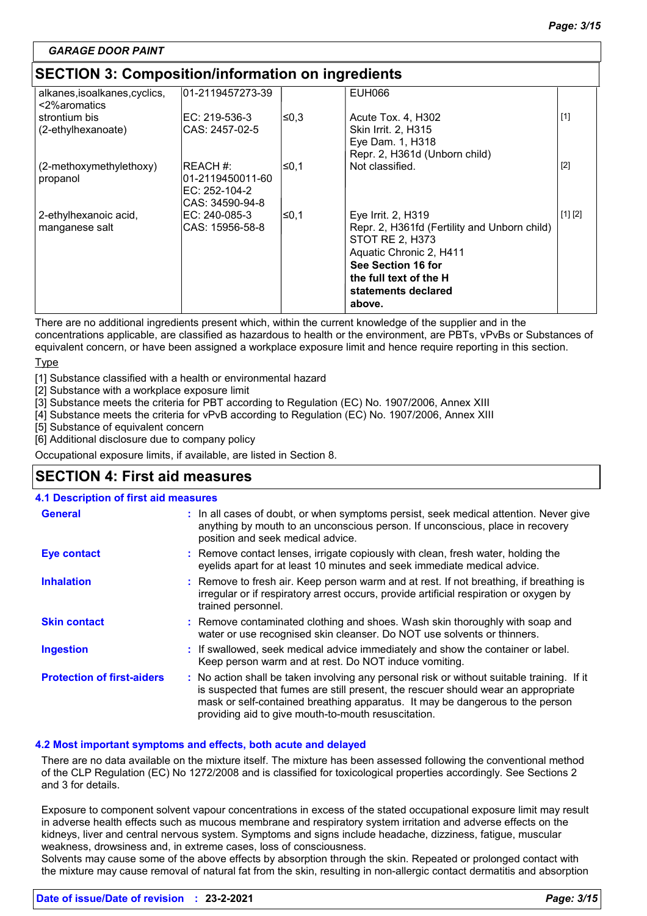GARAGE DOOR PAINT

## SECTION 3: Composition/information on ingredients

| | | | | |
|---|---|---|---|---|
| alkanes,isoalkanes,cyclics, <2%aromatics | 01-2119457273-39 | | EUH066 | |
| strontium bis (2-ethylhexanoate) | EC: 219-536-3<br>CAS: 2457-02-5 | ≤0,3 | Acute Tox. 4, H302<br>Skin Irrit. 2, H315<br>Eye Dam. 1, H318<br>Repr. 2, H361d (Unborn child) | [1] |
| (2-methoxymethylethoxy) propanol | REACH #: 01-2119450011-60<br>EC: 252-104-2<br>CAS: 34590-94-8 | ≤0,1 | Not classified. | [2] |
| 2-ethylhexanoic acid, manganese salt | EC: 240-085-3<br>CAS: 15956-58-8 | ≤0,1 | Eye Irrit. 2, H319<br>Repr. 2, H361fd (Fertility and Unborn child)<br>STOT RE 2, H373<br>Aquatic Chronic 2, H411<br>**See Section 16 for the full text of the H statements declared above.** | [1] [2] |

There are no additional ingredients present which, within the current knowledge of the supplier and in the concentrations applicable, are classified as hazardous to health or the environment, are PBTs, vPvBs or Substances of equivalent concern, or have been assigned a workplace exposure limit and hence require reporting in this section.

Type

[1] Substance classified with a health or environmental hazard
[2] Substance with a workplace exposure limit
[3] Substance meets the criteria for PBT according to Regulation (EC) No. 1907/2006, Annex XIII
[4] Substance meets the criteria for vPvB according to Regulation (EC) No. 1907/2006, Annex XIII
[5] Substance of equivalent concern
[6] Additional disclosure due to company policy

Occupational exposure limits, if available, are listed in Section 8.

## SECTION 4: First aid measures

### 4.1 Description of first aid measures

**General** : In all cases of doubt, or when symptoms persist, seek medical attention. Never give anything by mouth to an unconscious person. If unconscious, place in recovery position and seek medical advice.

**Eye contact** : Remove contact lenses, irrigate copiously with clean, fresh water, holding the eyelids apart for at least 10 minutes and seek immediate medical advice.

**Inhalation** : Remove to fresh air. Keep person warm and at rest. If not breathing, if breathing is irregular or if respiratory arrest occurs, provide artificial respiration or oxygen by trained personnel.

**Skin contact** : Remove contaminated clothing and shoes. Wash skin thoroughly with soap and water or use recognised skin cleanser. Do NOT use solvents or thinners.

**Ingestion** : If swallowed, seek medical advice immediately and show the container or label. Keep person warm and at rest. Do NOT induce vomiting.

**Protection of first-aiders** : No action shall be taken involving any personal risk or without suitable training. If it is suspected that fumes are still present, the rescuer should wear an appropriate mask or self-contained breathing apparatus. It may be dangerous to the person providing aid to give mouth-to-mouth resuscitation.

### 4.2 Most important symptoms and effects, both acute and delayed

There are no data available on the mixture itself. The mixture has been assessed following the conventional method of the CLP Regulation (EC) No 1272/2008 and is classified for toxicological properties accordingly. See Sections 2 and 3 for details.

Exposure to component solvent vapour concentrations in excess of the stated occupational exposure limit may result in adverse health effects such as mucous membrane and respiratory system irritation and adverse effects on the kidneys, liver and central nervous system. Symptoms and signs include headache, dizziness, fatigue, muscular weakness, drowsiness and, in extreme cases, loss of consciousness.
Solvents may cause some of the above effects by absorption through the skin. Repeated or prolonged contact with the mixture may cause removal of natural fat from the skin, resulting in non-allergic contact dermatitis and absorption

Date of issue/Date of revision : 23-2-2021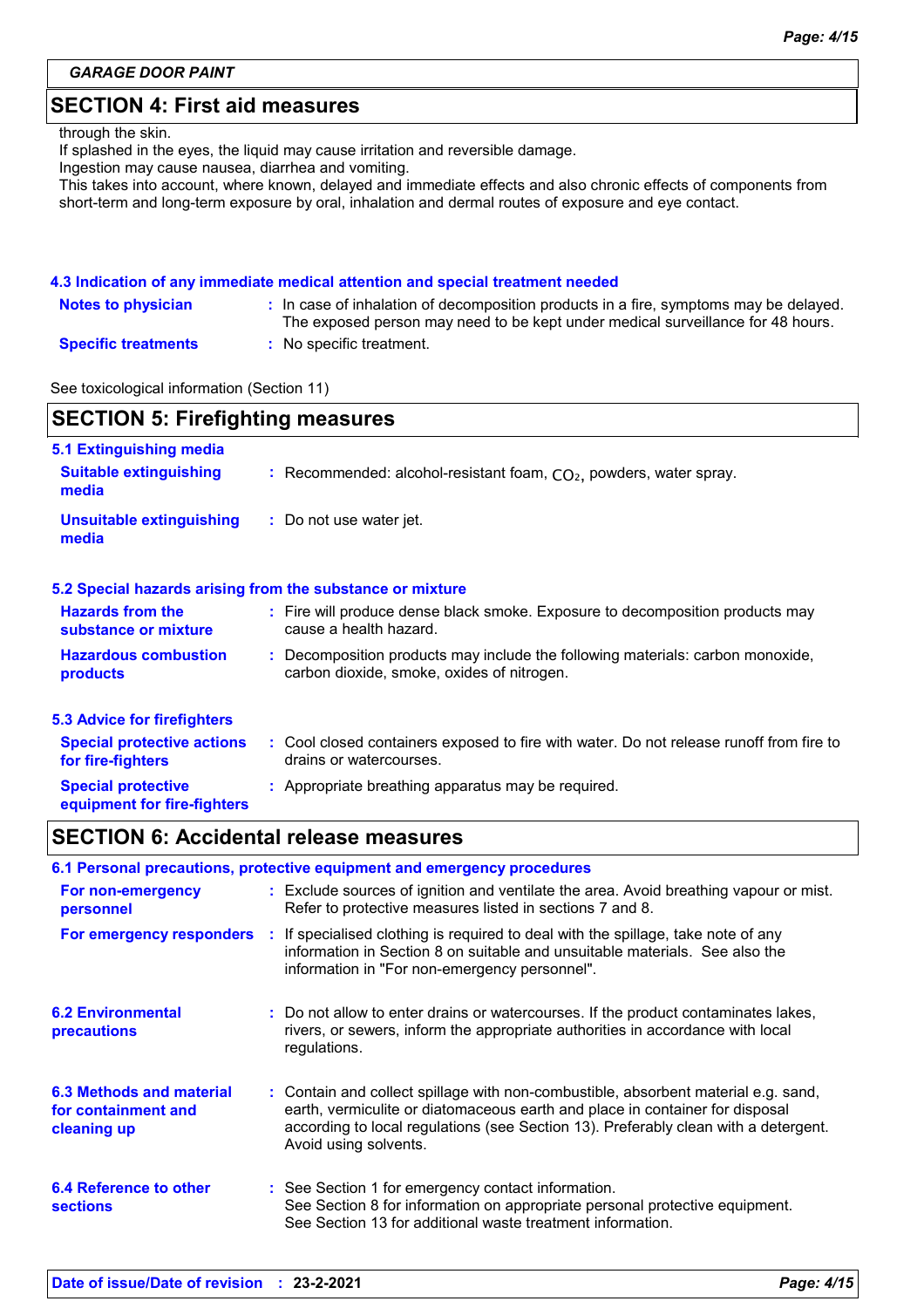## SECTION 4: First aid measures

through the skin.
If splashed in the eyes, the liquid may cause irritation and reversible damage.
Ingestion may cause nausea, diarrhea and vomiting.
This takes into account, where known, delayed and immediate effects and also chronic effects of components from short-term and long-term exposure by oral, inhalation and dermal routes of exposure and eye contact.

### 4.3 Indication of any immediate medical attention and special treatment needed

**Notes to physician** : In case of inhalation of decomposition products in a fire, symptoms may be delayed. The exposed person may need to be kept under medical surveillance for 48 hours.

**Specific treatments** : No specific treatment.

See toxicological information (Section 11)

## SECTION 5: Firefighting measures

### 5.1 Extinguishing media

**Suitable extinguishing media** : Recommended: alcohol-resistant foam, $CO_2$, powders, water spray.

**Unsuitable extinguishing media** : Do not use water jet.

### 5.2 Special hazards arising from the substance or mixture

**Hazards from the substance or mixture** : Fire will produce dense black smoke. Exposure to decomposition products may cause a health hazard.

**Hazardous combustion products** : Decomposition products may include the following materials: carbon monoxide, carbon dioxide, smoke, oxides of nitrogen.

### 5.3 Advice for firefighters

**Special protective actions for fire-fighters** : Cool closed containers exposed to fire with water. Do not release runoff from fire to drains or watercourses.

**Special protective equipment for fire-fighters** : Appropriate breathing apparatus may be required.

## SECTION 6: Accidental release measures

### 6.1 Personal precautions, protective equipment and emergency procedures

**For non-emergency personnel** : Exclude sources of ignition and ventilate the area. Avoid breathing vapour or mist. Refer to protective measures listed in sections 7 and 8.

**For emergency responders** : If specialised clothing is required to deal with the spillage, take note of any information in Section 8 on suitable and unsuitable materials. See also the information in "For non-emergency personnel".

### 6.2 Environmental precautions

: Do not allow to enter drains or watercourses. If the product contaminates lakes, rivers, or sewers, inform the appropriate authorities in accordance with local regulations.

### 6.3 Methods and material for containment and cleaning up

: Contain and collect spillage with non-combustible, absorbent material e.g. sand, earth, vermiculite or diatomaceous earth and place in container for disposal according to local regulations (see Section 13). Preferably clean with a detergent. Avoid using solvents.

### 6.4 Reference to other sections

: See Section 1 for emergency contact information.
See Section 8 for information on appropriate personal protective equipment.
See Section 13 for additional waste treatment information.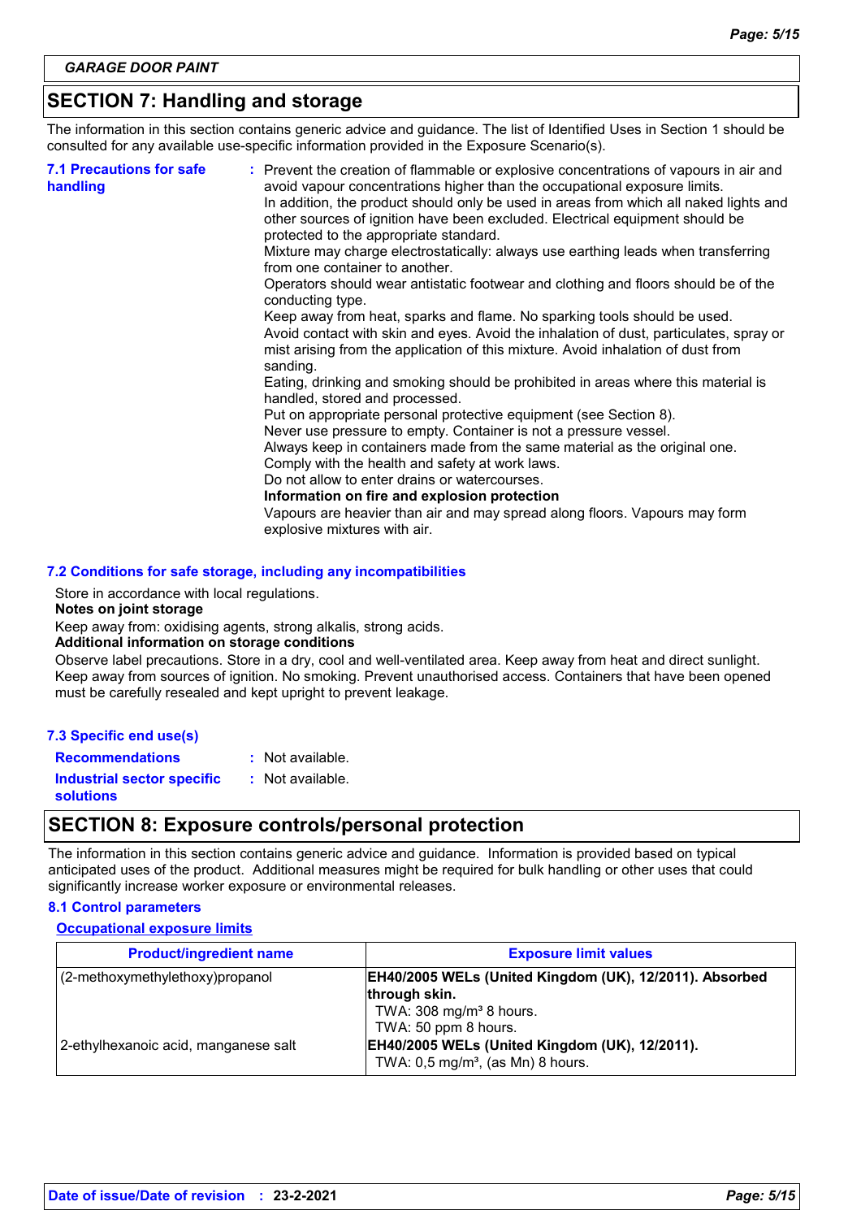## SECTION 7: Handling and storage

The information in this section contains generic advice and guidance. The list of Identified Uses in Section 1 should be consulted for any available use-specific information provided in the Exposure Scenario(s).

**7.1 Precautions for safe handling**
: Prevent the creation of flammable or explosive concentrations of vapours in air and avoid vapour concentrations higher than the occupational exposure limits.
In addition, the product should only be used in areas from which all naked lights and other sources of ignition have been excluded. Electrical equipment should be protected to the appropriate standard.
Mixture may charge electrostatically: always use earthing leads when transferring from one container to another.
Operators should wear antistatic footwear and clothing and floors should be of the conducting type.
Keep away from heat, sparks and flame. No sparking tools should be used.
Avoid contact with skin and eyes. Avoid the inhalation of dust, particulates, spray or mist arising from the application of this mixture. Avoid inhalation of dust from sanding.
Eating, drinking and smoking should be prohibited in areas where this material is handled, stored and processed.
Put on appropriate personal protective equipment (see Section 8).
Never use pressure to empty. Container is not a pressure vessel.
Always keep in containers made from the same material as the original one.
Comply with the health and safety at work laws.
Do not allow to enter drains or watercourses.
**Information on fire and explosion protection**
Vapours are heavier than air and may spread along floors. Vapours may form explosive mixtures with air.

### 7.2 Conditions for safe storage, including any incompatibilities

Store in accordance with local regulations.
**Notes on joint storage**
Keep away from: oxidising agents, strong alkalis, strong acids.
**Additional information on storage conditions**
Observe label precautions. Store in a dry, cool and well-ventilated area. Keep away from heat and direct sunlight. Keep away from sources of ignition. No smoking. Prevent unauthorised access. Containers that have been opened must be carefully resealed and kept upright to prevent leakage.

### 7.3 Specific end use(s)

**Recommendations** : Not available.
**Industrial sector specific solutions** : Not available.

## SECTION 8: Exposure controls/personal protection

The information in this section contains generic advice and guidance. Information is provided based on typical anticipated uses of the product. Additional measures might be required for bulk handling or other uses that could significantly increase worker exposure or environmental releases.

### 8.1 Control parameters

**Occupational exposure limits**

| Product/ingredient name | Exposure limit values |
|---|---|
| (2-methoxymethylethoxy)propanol | **EH40/2005 WELs (United Kingdom (UK), 12/2011). Absorbed through skin.** TWA: 308 mg/m³ 8 hours. TWA: 50 ppm 8 hours. |
| 2-ethylhexanoic acid, manganese salt | **EH40/2005 WELs (United Kingdom (UK), 12/2011).** TWA: 0,5 mg/m³, (as Mn) 8 hours. |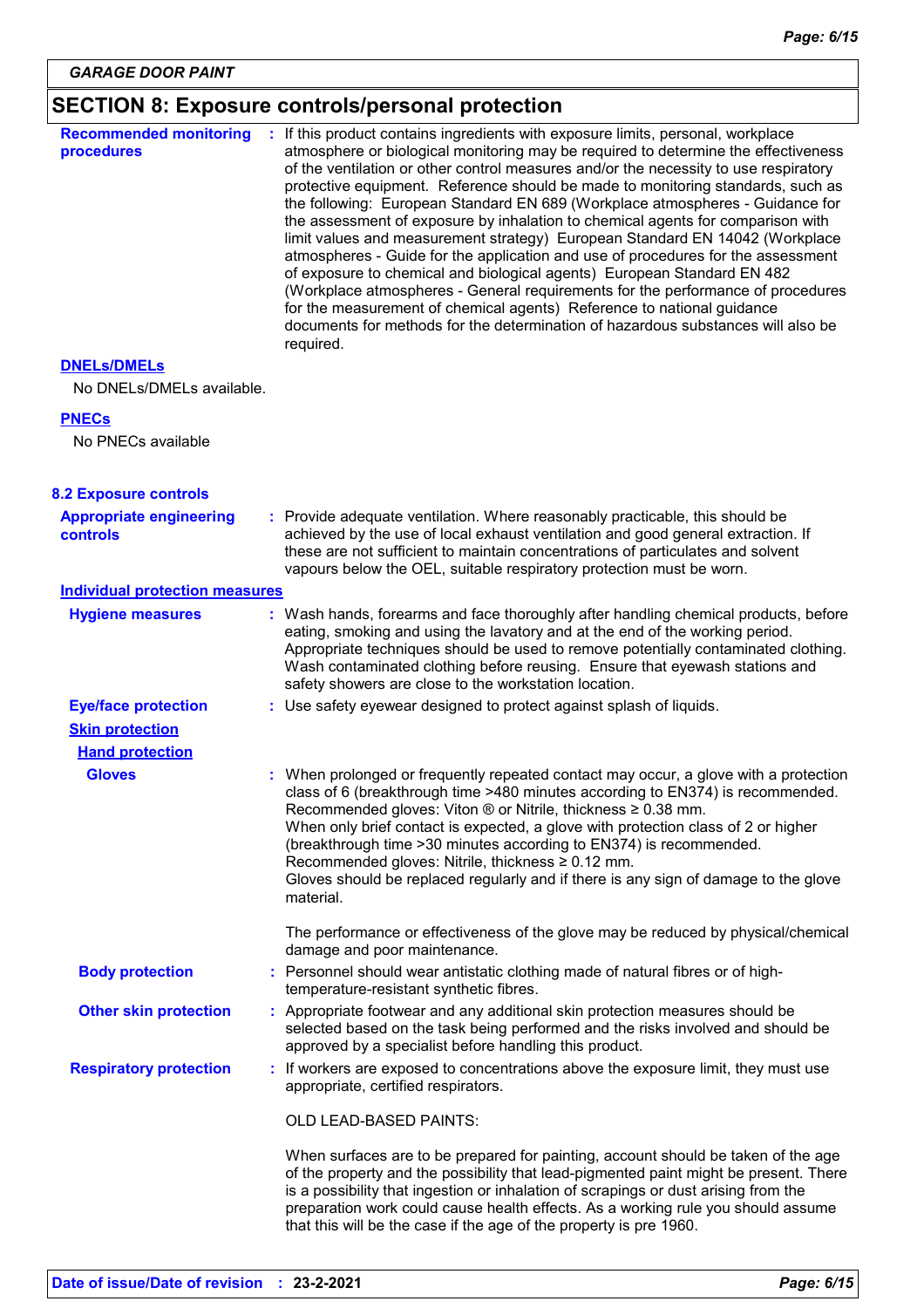## SECTION 8: Exposure controls/personal protection

**Recommended monitoring procedures** : If this product contains ingredients with exposure limits, personal, workplace atmosphere or biological monitoring may be required to determine the effectiveness of the ventilation or other control measures and/or the necessity to use respiratory protective equipment. Reference should be made to monitoring standards, such as the following: European Standard EN 689 (Workplace atmospheres - Guidance for the assessment of exposure by inhalation to chemical agents for comparison with limit values and measurement strategy) European Standard EN 14042 (Workplace atmospheres - Guide for the application and use of procedures for the assessment of exposure to chemical and biological agents) European Standard EN 482 (Workplace atmospheres - General requirements for the performance of procedures for the measurement of chemical agents) Reference to national guidance documents for methods for the determination of hazardous substances will also be required.

**DNELs/DMELs**

No DNELs/DMELs available.

**PNECs**

No PNECs available

### 8.2 Exposure controls

**Appropriate engineering controls** : Provide adequate ventilation. Where reasonably practicable, this should be achieved by the use of local exhaust ventilation and good general extraction. If these are not sufficient to maintain concentrations of particulates and solvent vapours below the OEL, suitable respiratory protection must be worn.

**Individual protection measures**

**Hygiene measures** : Wash hands, forearms and face thoroughly after handling chemical products, before eating, smoking and using the lavatory and at the end of the working period. Appropriate techniques should be used to remove potentially contaminated clothing. Wash contaminated clothing before reusing. Ensure that eyewash stations and safety showers are close to the workstation location.

**Eye/face protection** : Use safety eyewear designed to protect against splash of liquids.

**Skin protection**

**Hand protection**

**Gloves** : When prolonged or frequently repeated contact may occur, a glove with a protection class of 6 (breakthrough time >480 minutes according to EN374) is recommended. Recommended gloves: Viton ® or Nitrile, thickness ≥ 0.38 mm.
When only brief contact is expected, a glove with protection class of 2 or higher (breakthrough time >30 minutes according to EN374) is recommended. Recommended gloves: Nitrile, thickness ≥ 0.12 mm.
Gloves should be replaced regularly and if there is any sign of damage to the glove material.

The performance or effectiveness of the glove may be reduced by physical/chemical damage and poor maintenance.

**Body protection** : Personnel should wear antistatic clothing made of natural fibres or of high-temperature-resistant synthetic fibres.

**Other skin protection** : Appropriate footwear and any additional skin protection measures should be selected based on the task being performed and the risks involved and should be approved by a specialist before handling this product.

**Respiratory protection** : If workers are exposed to concentrations above the exposure limit, they must use appropriate, certified respirators.

OLD LEAD-BASED PAINTS:

When surfaces are to be prepared for painting, account should be taken of the age of the property and the possibility that lead-pigmented paint might be present. There is a possibility that ingestion or inhalation of scrapings or dust arising from the preparation work could cause health effects. As a working rule you should assume that this will be the case if the age of the property is pre 1960.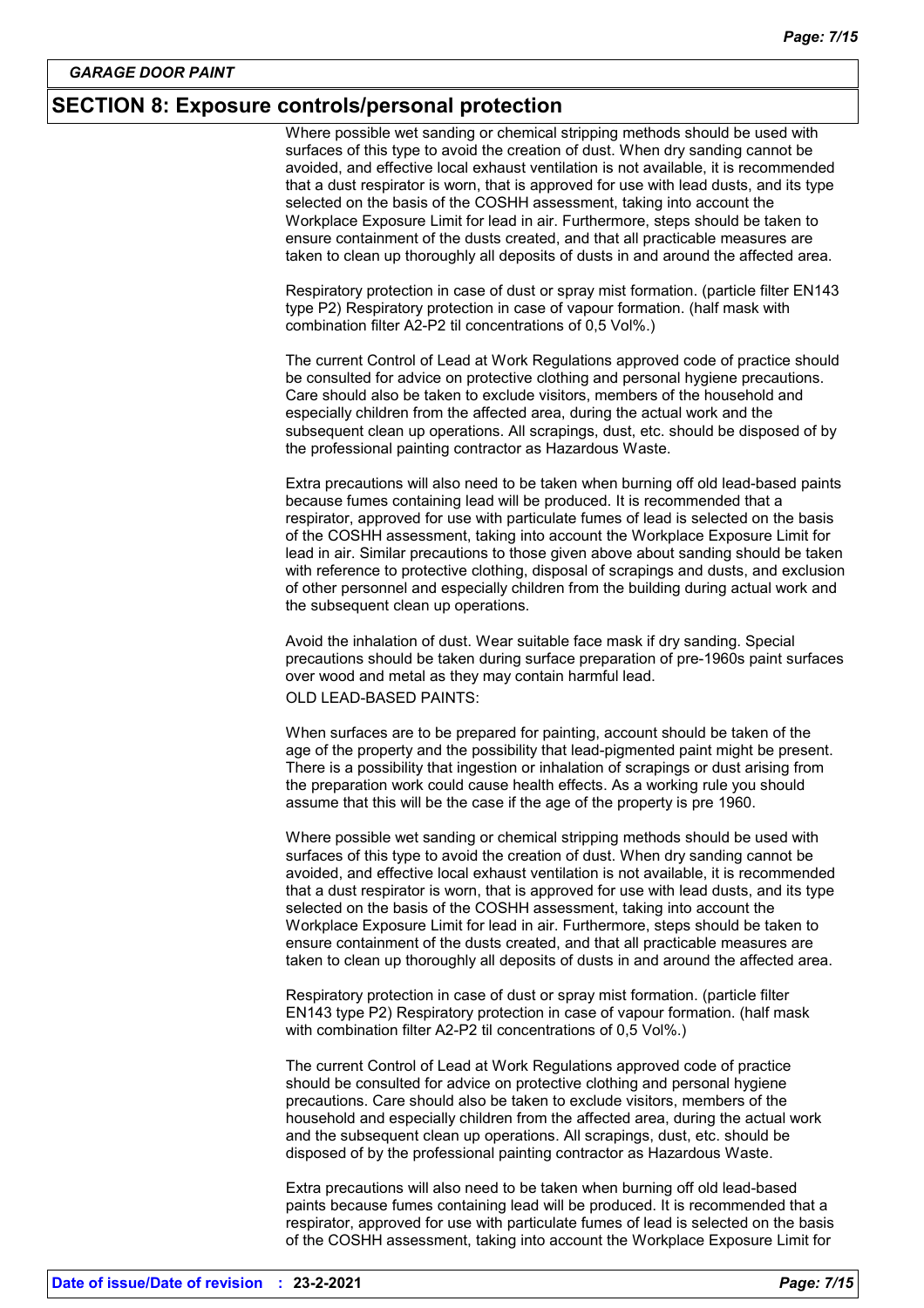## SECTION 8: Exposure controls/personal protection

Where possible wet sanding or chemical stripping methods should be used with surfaces of this type to avoid the creation of dust. When dry sanding cannot be avoided, and effective local exhaust ventilation is not available, it is recommended that a dust respirator is worn, that is approved for use with lead dusts, and its type selected on the basis of the COSHH assessment, taking into account the Workplace Exposure Limit for lead in air. Furthermore, steps should be taken to ensure containment of the dusts created, and that all practicable measures are taken to clean up thoroughly all deposits of dusts in and around the affected area.

Respiratory protection in case of dust or spray mist formation. (particle filter EN143 type P2) Respiratory protection in case of vapour formation. (half mask with combination filter A2-P2 til concentrations of 0,5 Vol%.)

The current Control of Lead at Work Regulations approved code of practice should be consulted for advice on protective clothing and personal hygiene precautions. Care should also be taken to exclude visitors, members of the household and especially children from the affected area, during the actual work and the subsequent clean up operations. All scrapings, dust, etc. should be disposed of by the professional painting contractor as Hazardous Waste.

Extra precautions will also need to be taken when burning off old lead-based paints because fumes containing lead will be produced. It is recommended that a respirator, approved for use with particulate fumes of lead is selected on the basis of the COSHH assessment, taking into account the Workplace Exposure Limit for lead in air. Similar precautions to those given above about sanding should be taken with reference to protective clothing, disposal of scrapings and dusts, and exclusion of other personnel and especially children from the building during actual work and the subsequent clean up operations.

Avoid the inhalation of dust. Wear suitable face mask if dry sanding. Special precautions should be taken during surface preparation of pre-1960s paint surfaces over wood and metal as they may contain harmful lead.

OLD LEAD-BASED PAINTS:

When surfaces are to be prepared for painting, account should be taken of the age of the property and the possibility that lead-pigmented paint might be present. There is a possibility that ingestion or inhalation of scrapings or dust arising from the preparation work could cause health effects. As a working rule you should assume that this will be the case if the age of the property is pre 1960.

Where possible wet sanding or chemical stripping methods should be used with surfaces of this type to avoid the creation of dust. When dry sanding cannot be avoided, and effective local exhaust ventilation is not available, it is recommended that a dust respirator is worn, that is approved for use with lead dusts, and its type selected on the basis of the COSHH assessment, taking into account the Workplace Exposure Limit for lead in air. Furthermore, steps should be taken to ensure containment of the dusts created, and that all practicable measures are taken to clean up thoroughly all deposits of dusts in and around the affected area.

Respiratory protection in case of dust or spray mist formation. (particle filter EN143 type P2) Respiratory protection in case of vapour formation. (half mask with combination filter A2-P2 til concentrations of 0,5 Vol%.)

The current Control of Lead at Work Regulations approved code of practice should be consulted for advice on protective clothing and personal hygiene precautions. Care should also be taken to exclude visitors, members of the household and especially children from the affected area, during the actual work and the subsequent clean up operations. All scrapings, dust, etc. should be disposed of by the professional painting contractor as Hazardous Waste.

Extra precautions will also need to be taken when burning off old lead-based paints because fumes containing lead will be produced. It is recommended that a respirator, approved for use with particulate fumes of lead is selected on the basis of the COSHH assessment, taking into account the Workplace Exposure Limit for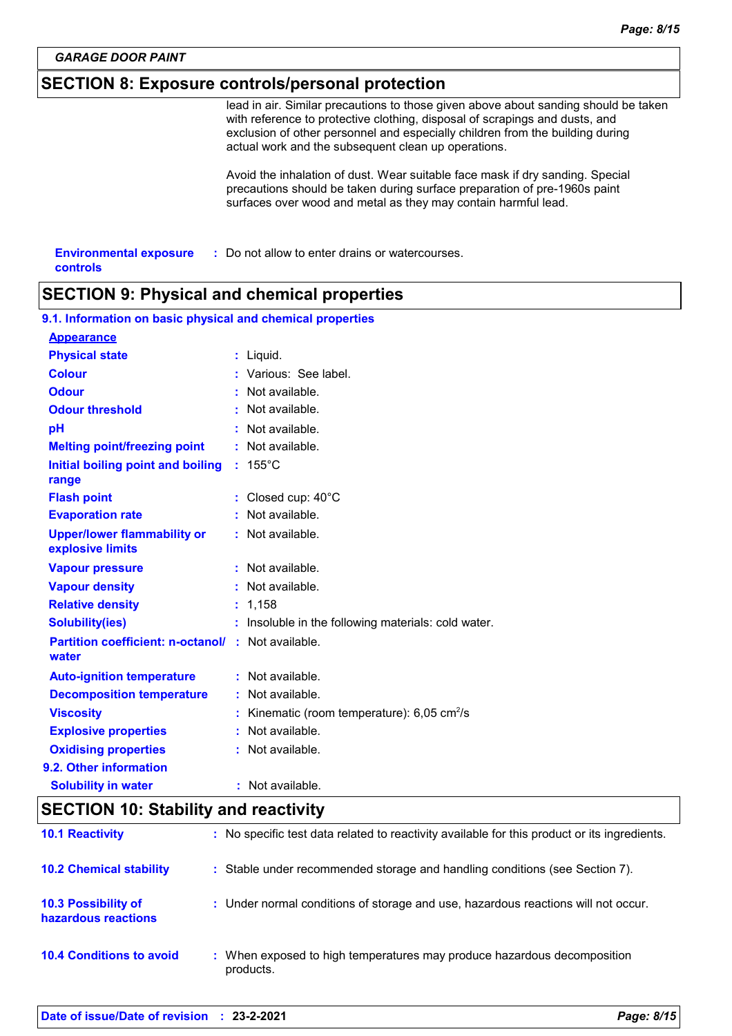## SECTION 8: Exposure controls/personal protection

lead in air. Similar precautions to those given above about sanding should be taken with reference to protective clothing, disposal of scrapings and dusts, and exclusion of other personnel and especially children from the building during actual work and the subsequent clean up operations.

Avoid the inhalation of dust. Wear suitable face mask if dry sanding. Special precautions should be taken during surface preparation of pre-1960s paint surfaces over wood and metal as they may contain harmful lead.

**Environmental exposure controls** : Do not allow to enter drains or watercourses.

## SECTION 9: Physical and chemical properties

### 9.1. Information on basic physical and chemical properties

**Appearance**

| | |
|---|---|
| **Physical state** | : Liquid. |
| **Colour** | : Various: See label. |
| **Odour** | : Not available. |
| **Odour threshold** | : Not available. |
| **pH** | : Not available. |
| **Melting point/freezing point** | : Not available. |
| **Initial boiling point and boiling range** | : 155°C |
| **Flash point** | : Closed cup: 40°C |
| **Evaporation rate** | : Not available. |
| **Upper/lower flammability or explosive limits** | : Not available. |
| **Vapour pressure** | : Not available. |
| **Vapour density** | : Not available. |
| **Relative density** | : 1,158 |
| **Solubility(ies)** | : Insoluble in the following materials: cold water. |
| **Partition coefficient: n-octanol/ water** | : Not available. |
| **Auto-ignition temperature** | : Not available. |
| **Decomposition temperature** | : Not available. |
| **Viscosity** | : Kinematic (room temperature): 6,05 $cm^2/s$ |
| **Explosive properties** | : Not available. |
| **Oxidising properties** | : Not available. |

### 9.2. Other information

| | |
|---|---|
| **Solubility in water** | : Not available. |

## SECTION 10: Stability and reactivity

| | |
|---|---|
| **10.1 Reactivity** | : No specific test data related to reactivity available for this product or its ingredients. |
| **10.2 Chemical stability** | : Stable under recommended storage and handling conditions (see Section 7). |
| **10.3 Possibility of hazardous reactions** | : Under normal conditions of storage and use, hazardous reactions will not occur. |
| **10.4 Conditions to avoid** | : When exposed to high temperatures may produce hazardous decomposition products. |

**Date of issue/Date of revision** : 23-2-2021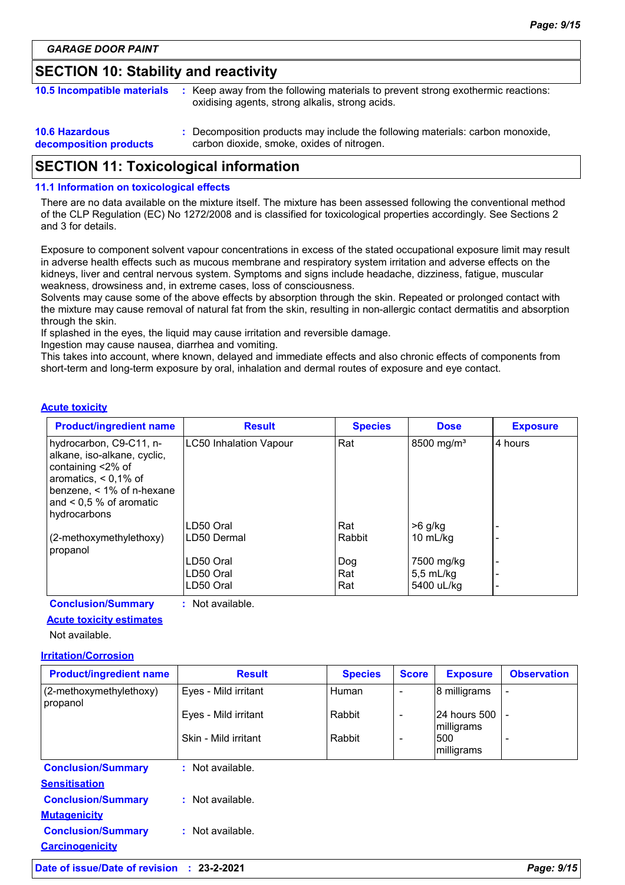GARAGE DOOR PAINT

## SECTION 10: Stability and reactivity

**10.5 Incompatible materials** : Keep away from the following materials to prevent strong exothermic reactions: oxidising agents, strong alkalis, strong acids.

**10.6 Hazardous decomposition products** : Decomposition products may include the following materials: carbon monoxide, carbon dioxide, smoke, oxides of nitrogen.

## SECTION 11: Toxicological information

### 11.1 Information on toxicological effects

There are no data available on the mixture itself. The mixture has been assessed following the conventional method of the CLP Regulation (EC) No 1272/2008 and is classified for toxicological properties accordingly. See Sections 2 and 3 for details.

Exposure to component solvent vapour concentrations in excess of the stated occupational exposure limit may result in adverse health effects such as mucous membrane and respiratory system irritation and adverse effects on the kidneys, liver and central nervous system. Symptoms and signs include headache, dizziness, fatigue, muscular weakness, drowsiness and, in extreme cases, loss of consciousness.
Solvents may cause some of the above effects by absorption through the skin. Repeated or prolonged contact with the mixture may cause removal of natural fat from the skin, resulting in non-allergic contact dermatitis and absorption through the skin.
If splashed in the eyes, the liquid may cause irritation and reversible damage.
Ingestion may cause nausea, diarrhea and vomiting.
This takes into account, where known, delayed and immediate effects and also chronic effects of components from short-term and long-term exposure by oral, inhalation and dermal routes of exposure and eye contact.

**Acute toxicity**

| Product/ingredient name | Result | Species | Dose | Exposure |
|---|---|---|---|---|
| hydrocarbon, C9-C11, n-alkane, iso-alkane, cyclic, containing <2% of aromatics, < 0,1% of benzene, < 1% of n-hexane and < 0,5 % of aromatic hydrocarbons | LC50 Inhalation Vapour | Rat | 8500 mg/m³ | 4 hours |
| | LD50 Oral | Rat | >6 g/kg | - |
| (2-methoxymethylethoxy) propanol | LD50 Dermal | Rabbit | 10 mL/kg | - |
| | LD50 Oral | Dog | 7500 mg/kg | - |
| | LD50 Oral | Rat | 5,5 mL/kg | - |
| | LD50 Oral | Rat | 5400 uL/kg | - |

**Conclusion/Summary** : Not available.

**Acute toxicity estimates**

Not available.

**Irritation/Corrosion**

| Product/ingredient name | Result | Species | Score | Exposure | Observation |
|---|---|---|---|---|---|
| (2-methoxymethylethoxy) propanol | Eyes - Mild irritant | Human | - | 8 milligrams | - |
| | Eyes - Mild irritant | Rabbit | - | 24 hours 500 milligrams | - |
| | Skin - Mild irritant | Rabbit | - | 500 milligrams | - |

**Conclusion/Summary** : Not available.

**Sensitisation**

**Conclusion/Summary** : Not available.

**Mutagenicity**

**Conclusion/Summary** : Not available.

**Carcinogenicity**

Date of issue/Date of revision : 23-2-2021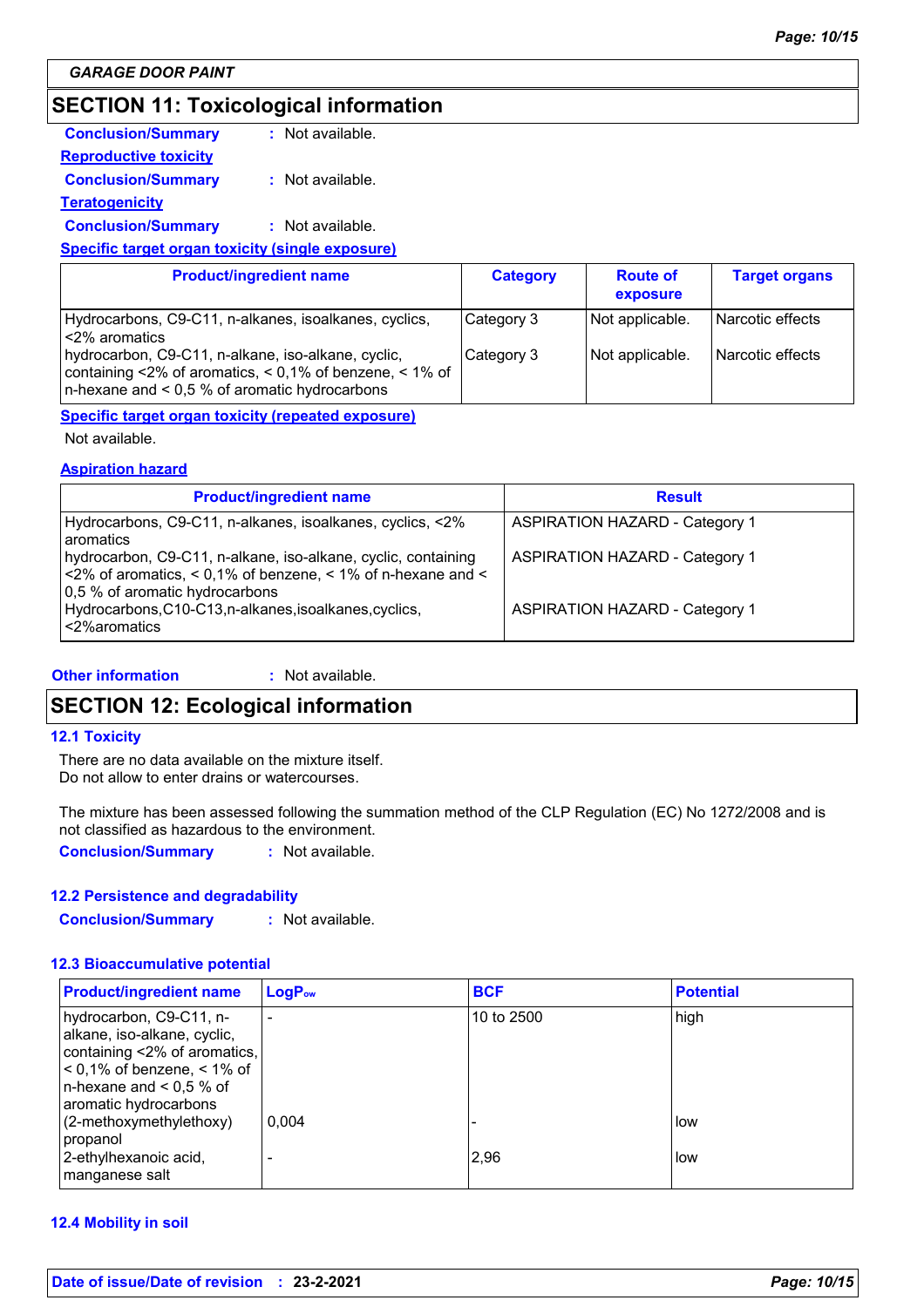GARAGE DOOR PAINT

## SECTION 11: Toxicological information

**Conclusion/Summary** : Not available.

**Reproductive toxicity**

**Conclusion/Summary** : Not available.

**Teratogenicity**

**Conclusion/Summary** : Not available.

**Specific target organ toxicity (single exposure)**

| Product/ingredient name | Category | Route of exposure | Target organs |
|---|---|---|---|
| Hydrocarbons, C9-C11, n-alkanes, isoalkanes, cyclics, <2% aromatics | Category 3 | Not applicable. | Narcotic effects |
| hydrocarbon, C9-C11, n-alkane, iso-alkane, cyclic, containing <2% of aromatics, < 0,1% of benzene, < 1% of n-hexane and < 0,5 % of aromatic hydrocarbons | Category 3 | Not applicable. | Narcotic effects |

**Specific target organ toxicity (repeated exposure)**

Not available.

**Aspiration hazard**

| Product/ingredient name | Result |
|---|---|
| Hydrocarbons, C9-C11, n-alkanes, isoalkanes, cyclics, <2% aromatics | ASPIRATION HAZARD - Category 1 |
| hydrocarbon, C9-C11, n-alkane, iso-alkane, cyclic, containing <2% of aromatics, < 0,1% of benzene, < 1% of n-hexane and < 0,5 % of aromatic hydrocarbons | ASPIRATION HAZARD - Category 1 |
| Hydrocarbons,C10-C13,n-alkanes,isoalkanes,cyclics, <2%aromatics | ASPIRATION HAZARD - Category 1 |

**Other information** : Not available.

## SECTION 12: Ecological information

### 12.1 Toxicity

There are no data available on the mixture itself.
Do not allow to enter drains or watercourses.

The mixture has been assessed following the summation method of the CLP Regulation (EC) No 1272/2008 and is not classified as hazardous to the environment.

**Conclusion/Summary** : Not available.

### 12.2 Persistence and degradability

**Conclusion/Summary** : Not available.

### 12.3 Bioaccumulative potential

| Product/ingredient name | $LogP_{ow}$ | BCF | Potential |
|---|---|---|---|
| hydrocarbon, C9-C11, n-alkane, iso-alkane, cyclic, containing <2% of aromatics, < 0,1% of benzene, < 1% of n-hexane and < 0,5 % of aromatic hydrocarbons | - | 10 to 2500 | high |
| (2-methoxymethylethoxy) propanol | 0,004 | - | low |
| 2-ethylhexanoic acid, manganese salt | - | 2,96 | low |

### 12.4 Mobility in soil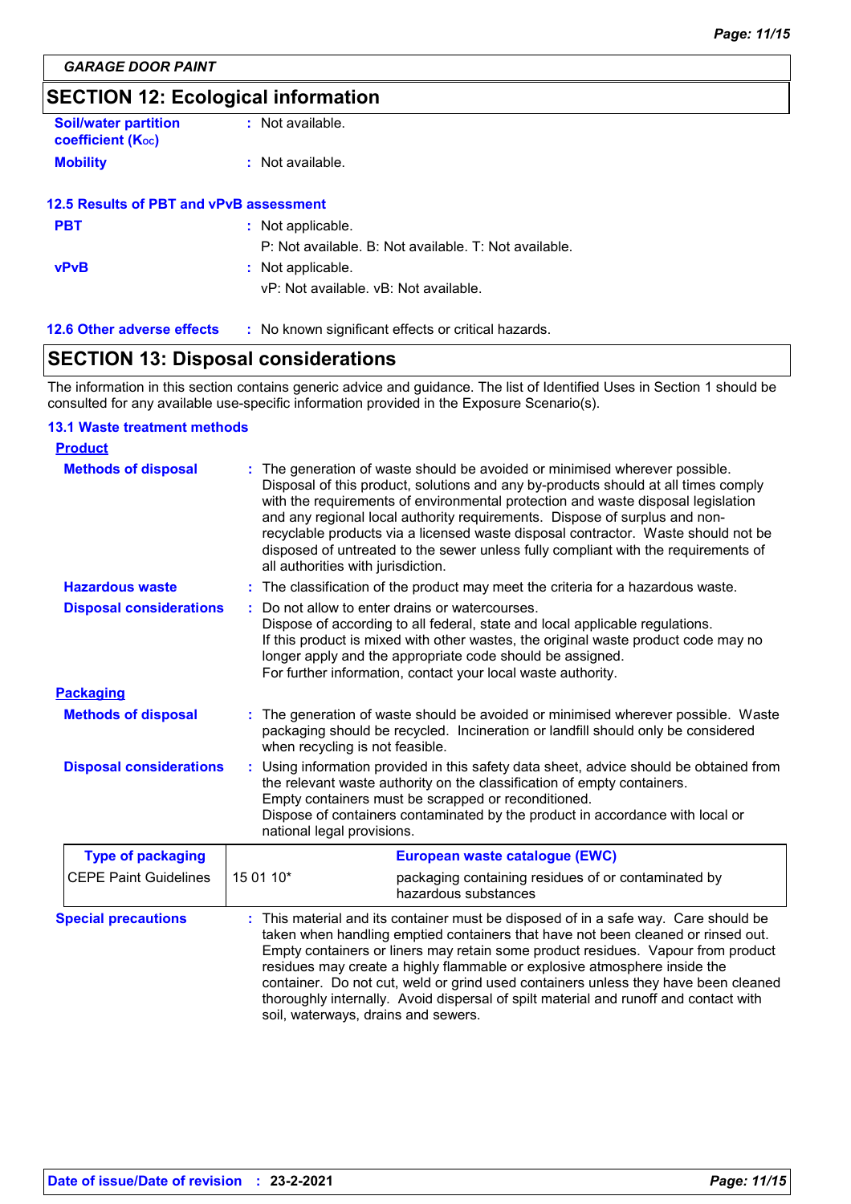## SECTION 12: Ecological information

**Soil/water partition coefficient ($K_{OC}$)** : Not available.

**Mobility** : Not available.

### 12.5 Results of PBT and vPvB assessment

**PBT** : Not applicable.
P: Not available. B: Not available. T: Not available.

**vPvB** : Not applicable.
vP: Not available. vB: Not available.

**12.6 Other adverse effects** : No known significant effects or critical hazards.

## SECTION 13: Disposal considerations

The information in this section contains generic advice and guidance. The list of Identified Uses in Section 1 should be consulted for any available use-specific information provided in the Exposure Scenario(s).

### 13.1 Waste treatment methods

**Product**

**Methods of disposal** : The generation of waste should be avoided or minimised wherever possible. Disposal of this product, solutions and any by-products should at all times comply with the requirements of environmental protection and waste disposal legislation and any regional local authority requirements. Dispose of surplus and non-recyclable products via a licensed waste disposal contractor. Waste should not be disposed of untreated to the sewer unless fully compliant with the requirements of all authorities with jurisdiction.

**Hazardous waste** : The classification of the product may meet the criteria for a hazardous waste.

**Disposal considerations** : Do not allow to enter drains or watercourses.
Dispose of according to all federal, state and local applicable regulations.
If this product is mixed with other wastes, the original waste product code may no longer apply and the appropriate code should be assigned.
For further information, contact your local waste authority.

**Packaging**

**Methods of disposal** : The generation of waste should be avoided or minimised wherever possible. Waste packaging should be recycled. Incineration or landfill should only be considered when recycling is not feasible.

**Disposal considerations** : Using information provided in this safety data sheet, advice should be obtained from the relevant waste authority on the classification of empty containers.
Empty containers must be scrapped or reconditioned.
Dispose of containers contaminated by the product in accordance with local or national legal provisions.

| Type of packaging | European waste catalogue (EWC) | |
|---|---|---|
| CEPE Paint Guidelines | 15 01 10* | packaging containing residues of or contaminated by hazardous substances |

**Special precautions** : This material and its container must be disposed of in a safe way. Care should be taken when handling emptied containers that have not been cleaned or rinsed out. Empty containers or liners may retain some product residues. Vapour from product residues may create a highly flammable or explosive atmosphere inside the container. Do not cut, weld or grind used containers unless they have been cleaned thoroughly internally. Avoid dispersal of spilt material and runoff and contact with soil, waterways, drains and sewers.

**Date of issue/Date of revision** : 23-2-2021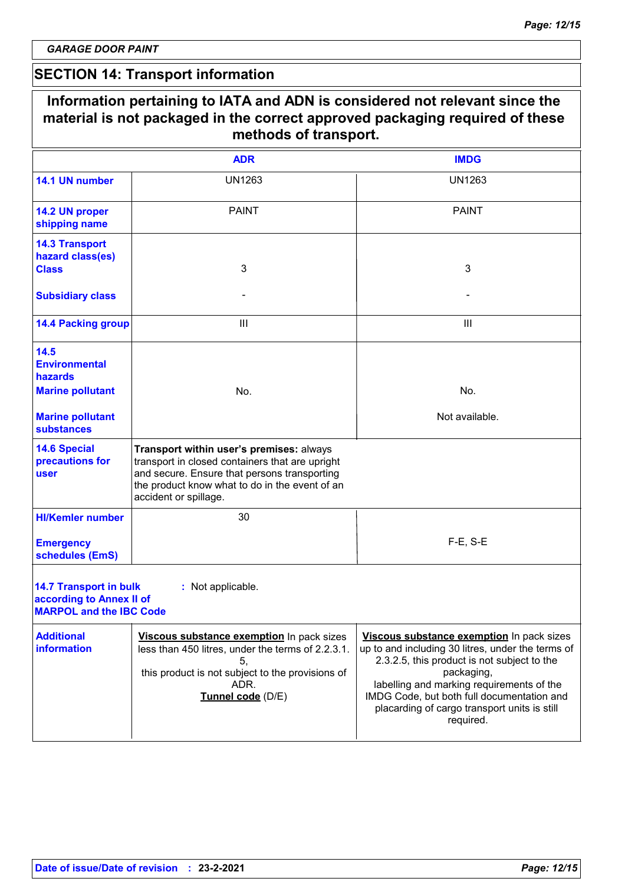*GARAGE DOOR PAINT*

## SECTION 14: Transport information

**Information pertaining to IATA and ADN is considered not relevant since the material is not packaged in the correct approved packaging required of these methods of transport.**

| | ADR | IMDG |
|---|---|---|
| **14.1 UN number** | UN1263 | UN1263 |
| **14.2 UN proper shipping name** | PAINT | PAINT |
| **14.3 Transport hazard class(es)**<br>**Class** | 3 | 3 |
| **Subsidiary class** | - | - |
| **14.4 Packing group** | III | III |
| **14.5 Environmental hazards**<br>**Marine pollutant** | No. | No. |
| **Marine pollutant substances** | | Not available. |
| **14.6 Special precautions for user** | **Transport within user's premises:** always transport in closed containers that are upright and secure. Ensure that persons transporting the product know what to do in the event of an accident or spillage. | |
| **HI/Kemler number** | 30 | |
| **Emergency schedules (EmS)** | | F-E, S-E |

**14.7 Transport in bulk according to Annex II of MARPOL and the IBC Code** : Not applicable.

| | ADR | IMDG |
|---|---|---|
| **Additional information** | **Viscous substance exemption** In pack sizes less than 450 litres, under the terms of 2.2.3.1.5, this product is not subject to the provisions of ADR.<br>**Tunnel code** (D/E) | **Viscous substance exemption** In pack sizes up to and including 30 litres, under the terms of 2.3.2.5, this product is not subject to the packaging, labelling and marking requirements of the IMDG Code, but both full documentation and placarding of cargo transport units is still required. |

**Date of issue/Date of revision** : **23-2-2021**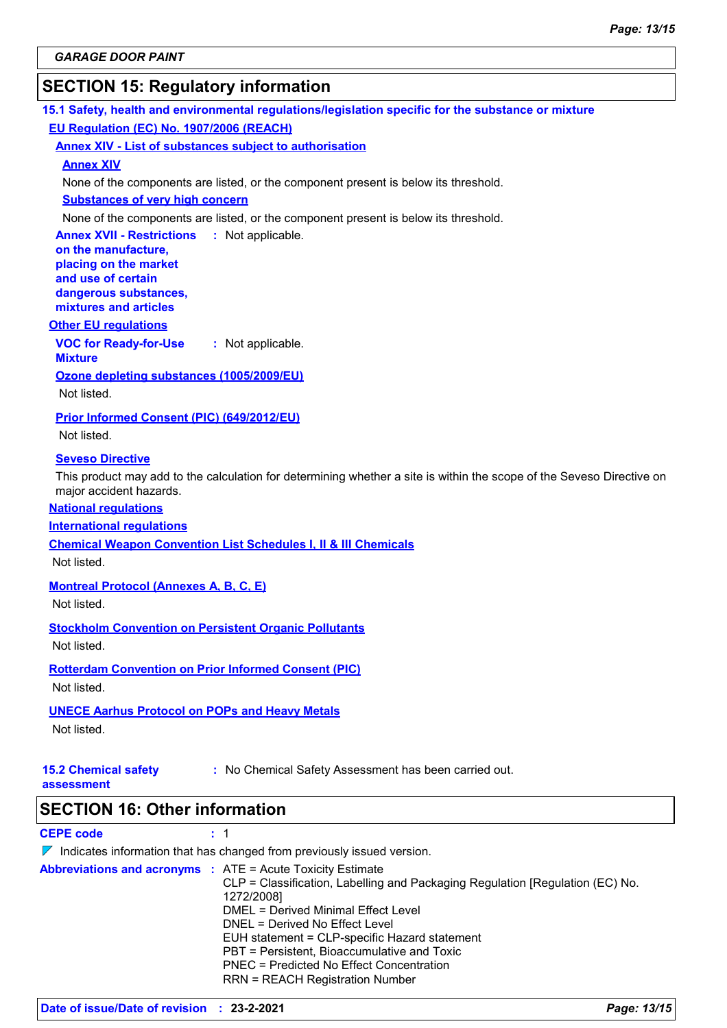GARAGE DOOR PAINT

## SECTION 15: Regulatory information

### 15.1 Safety, health and environmental regulations/legislation specific for the substance or mixture

**EU Regulation (EC) No. 1907/2006 (REACH)**

**Annex XIV - List of substances subject to authorisation**

**Annex XIV**

None of the components are listed, or the component present is below its threshold.

**Substances of very high concern**

None of the components are listed, or the component present is below its threshold.

**Annex XVII - Restrictions on the manufacture, placing on the market and use of certain dangerous substances, mixtures and articles** : Not applicable.

**Other EU regulations**

**VOC for Ready-for-Use Mixture** : Not applicable.

**Ozone depleting substances (1005/2009/EU)**

Not listed.

**Prior Informed Consent (PIC) (649/2012/EU)**

Not listed.

**Seveso Directive**

This product may add to the calculation for determining whether a site is within the scope of the Seveso Directive on major accident hazards.

**National regulations**

**International regulations**

**Chemical Weapon Convention List Schedules I, II & III Chemicals**

Not listed.

**Montreal Protocol (Annexes A, B, C, E)**

Not listed.

**Stockholm Convention on Persistent Organic Pollutants**

Not listed.

**Rotterdam Convention on Prior Informed Consent (PIC)**

Not listed.

**UNECE Aarhus Protocol on POPs and Heavy Metals**

Not listed.

**15.2 Chemical safety assessment** : No Chemical Safety Assessment has been carried out.

## SECTION 16: Other information

**CEPE code** : 1

Indicates information that has changed from previously issued version.

**Abbreviations and acronyms** :
ATE = Acute Toxicity Estimate
CLP = Classification, Labelling and Packaging Regulation [Regulation (EC) No. 1272/2008]
DMEL = Derived Minimal Effect Level
DNEL = Derived No Effect Level
EUH statement = CLP-specific Hazard statement
PBT = Persistent, Bioaccumulative and Toxic
PNEC = Predicted No Effect Concentration
RRN = REACH Registration Number

**Date of issue/Date of revision** : **23-2-2021**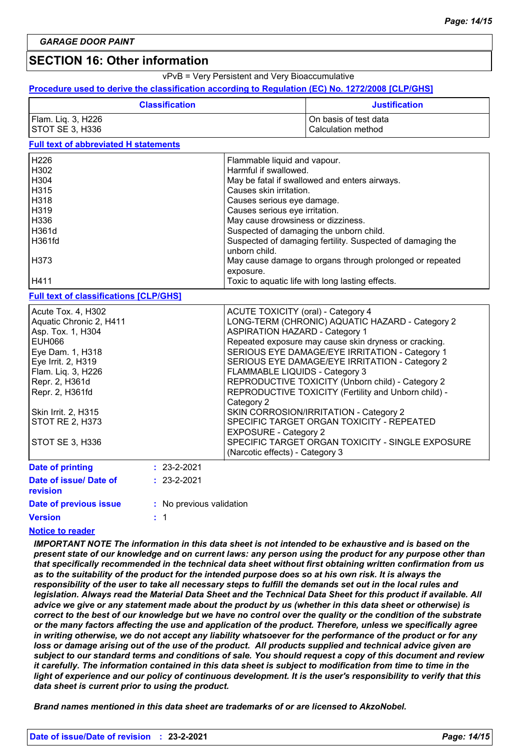GARAGE DOOR PAINT

## SECTION 16: Other information

vPvB = Very Persistent and Very Bioaccumulative

**Procedure used to derive the classification according to Regulation (EC) No. 1272/2008 [CLP/GHS]**

| Classification | Justification |
|---|---|
| Flam. Liq. 3, H226<br>STOT SE 3, H336 | On basis of test data<br>Calculation method |

**Full text of abbreviated H statements**

| | |
|---|---|
| H226 | Flammable liquid and vapour. |
| H302 | Harmful if swallowed. |
| H304 | May be fatal if swallowed and enters airways. |
| H315 | Causes skin irritation. |
| H318 | Causes serious eye damage. |
| H319 | Causes serious eye irritation. |
| H336 | May cause drowsiness or dizziness. |
| H361d | Suspected of damaging the unborn child. |
| H361fd | Suspected of damaging fertility. Suspected of damaging the unborn child. |
| H373 | May cause damage to organs through prolonged or repeated exposure. |
| H411 | Toxic to aquatic life with long lasting effects. |

**Full text of classifications [CLP/GHS]**

| | |
|---|---|
| Acute Tox. 4, H302 | ACUTE TOXICITY (oral) - Category 4 |
| Aquatic Chronic 2, H411 | LONG-TERM (CHRONIC) AQUATIC HAZARD - Category 2 |
| Asp. Tox. 1, H304 | ASPIRATION HAZARD - Category 1 |
| EUH066 | Repeated exposure may cause skin dryness or cracking. |
| Eye Dam. 1, H318 | SERIOUS EYE DAMAGE/EYE IRRITATION - Category 1 |
| Eye Irrit. 2, H319 | SERIOUS EYE DAMAGE/EYE IRRITATION - Category 2 |
| Flam. Liq. 3, H226 | FLAMMABLE LIQUIDS - Category 3 |
| Repr. 2, H361d | REPRODUCTIVE TOXICITY (Unborn child) - Category 2 |
| Repr. 2, H361fd | REPRODUCTIVE TOXICITY (Fertility and Unborn child) - Category 2 |
| Skin Irrit. 2, H315 | SKIN CORROSION/IRRITATION - Category 2 |
| STOT RE 2, H373 | SPECIFIC TARGET ORGAN TOXICITY - REPEATED EXPOSURE - Category 2 |
| STOT SE 3, H336 | SPECIFIC TARGET ORGAN TOXICITY - SINGLE EXPOSURE (Narcotic effects) - Category 3 |

**Date of printing** : 23-2-2021

**Date of issue/ Date of revision** : 23-2-2021

**Date of previous issue** : No previous validation

**Version** : 1

**Notice to reader**

***IMPORTANT NOTE The information in this data sheet is not intended to be exhaustive and is based on the present state of our knowledge and on current laws: any person using the product for any purpose other than that specifically recommended in the technical data sheet without first obtaining written confirmation from us as to the suitability of the product for the intended purpose does so at his own risk. It is always the responsibility of the user to take all necessary steps to fulfill the demands set out in the local rules and legislation. Always read the Material Data Sheet and the Technical Data Sheet for this product if available. All advice we give or any statement made about the product by us (whether in this data sheet or otherwise) is correct to the best of our knowledge but we have no control over the quality or the condition of the substrate or the many factors affecting the use and application of the product. Therefore, unless we specifically agree in writing otherwise, we do not accept any liability whatsoever for the performance of the product or for any loss or damage arising out of the use of the product. All products supplied and technical advice given are subject to our standard terms and conditions of sale. You should request a copy of this document and review it carefully. The information contained in this data sheet is subject to modification from time to time in the light of experience and our policy of continuous development. It is the user's responsibility to verify that this data sheet is current prior to using the product.***

***Brand names mentioned in this data sheet are trademarks of or are licensed to AkzoNobel.***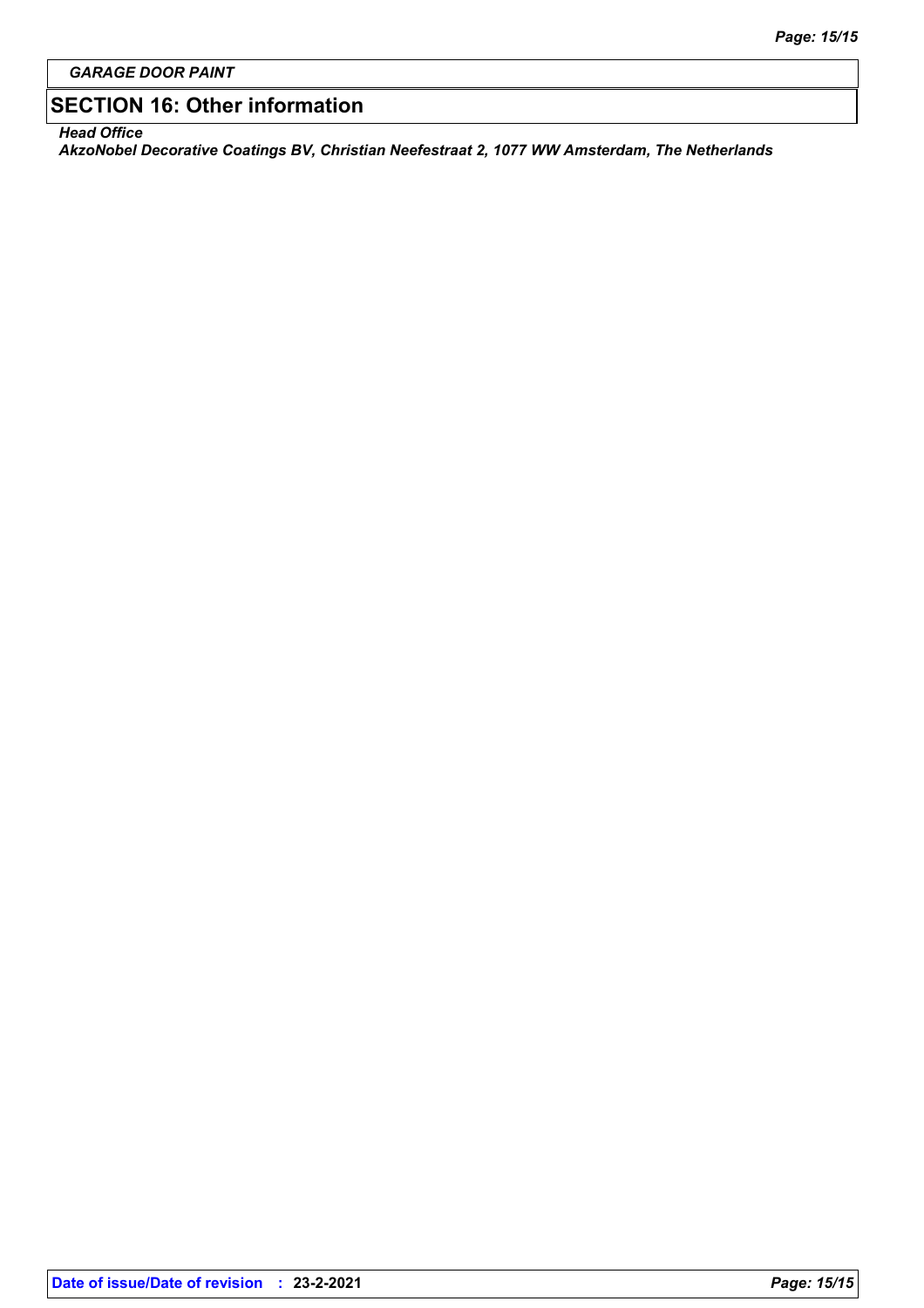## SECTION 16: Other information

***Head Office***

***AkzoNobel Decorative Coatings BV, Christian Neefestraat 2, 1077 WW Amsterdam, The Netherlands***